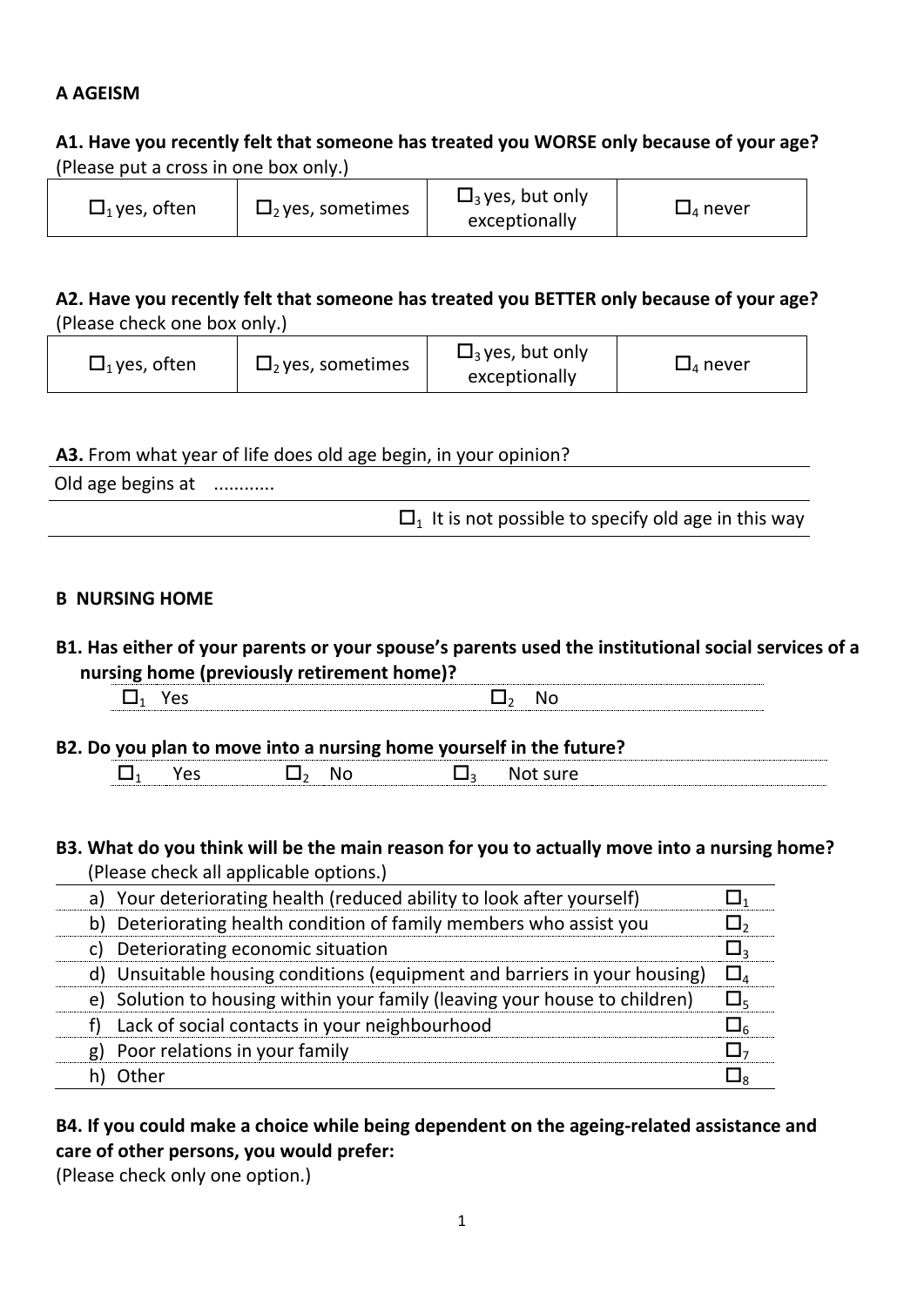## A AGEISM

**A1. Have you recently felt that someone has treated you WORSE only because of your age?**
(Please put a cross in one box only.)

| ☐$_1$ yes, often | ☐$_2$ yes, sometimes | ☐$_3$ yes, but only exceptionally | ☐$_4$ never |
|---|---|---|---|

**A2. Have you recently felt that someone has treated you BETTER only because of your age?**
(Please check one box only.)

| ☐$_1$ yes, often | ☐$_2$ yes, sometimes | ☐$_3$ yes, but only exceptionally | ☐$_4$ never |
|---|---|---|---|

**A3.** From what year of life does old age begin, in your opinion?

Old age begins at ...........

☐$_1$ It is not possible to specify old age in this way

## B NURSING HOME

**B1. Has either of your parents or your spouse's parents used the institutional social services of a nursing home (previously retirement home)?**

☐$_1$ Yes ☐$_2$ No

**B2. Do you plan to move into a nursing home yourself in the future?**

☐$_1$ Yes ☐$_2$ No ☐$_3$ Not sure

**B3. What do you think will be the main reason for you to actually move into a nursing home?**
(Please check all applicable options.)

| | |
|---|---|
| a) Your deteriorating health (reduced ability to look after yourself) | ☐$_1$ |
| b) Deteriorating health condition of family members who assist you | ☐$_2$ |
| c) Deteriorating economic situation | ☐$_3$ |
| d) Unsuitable housing conditions (equipment and barriers in your housing) | ☐$_4$ |
| e) Solution to housing within your family (leaving your house to children) | ☐$_5$ |
| f) Lack of social contacts in your neighbourhood | ☐$_6$ |
| g) Poor relations in your family | ☐$_7$ |
| h) Other | ☐$_8$ |

**B4. If you could make a choice while being dependent on the ageing-related assistance and care of other persons, you would prefer:**
(Please check only one option.)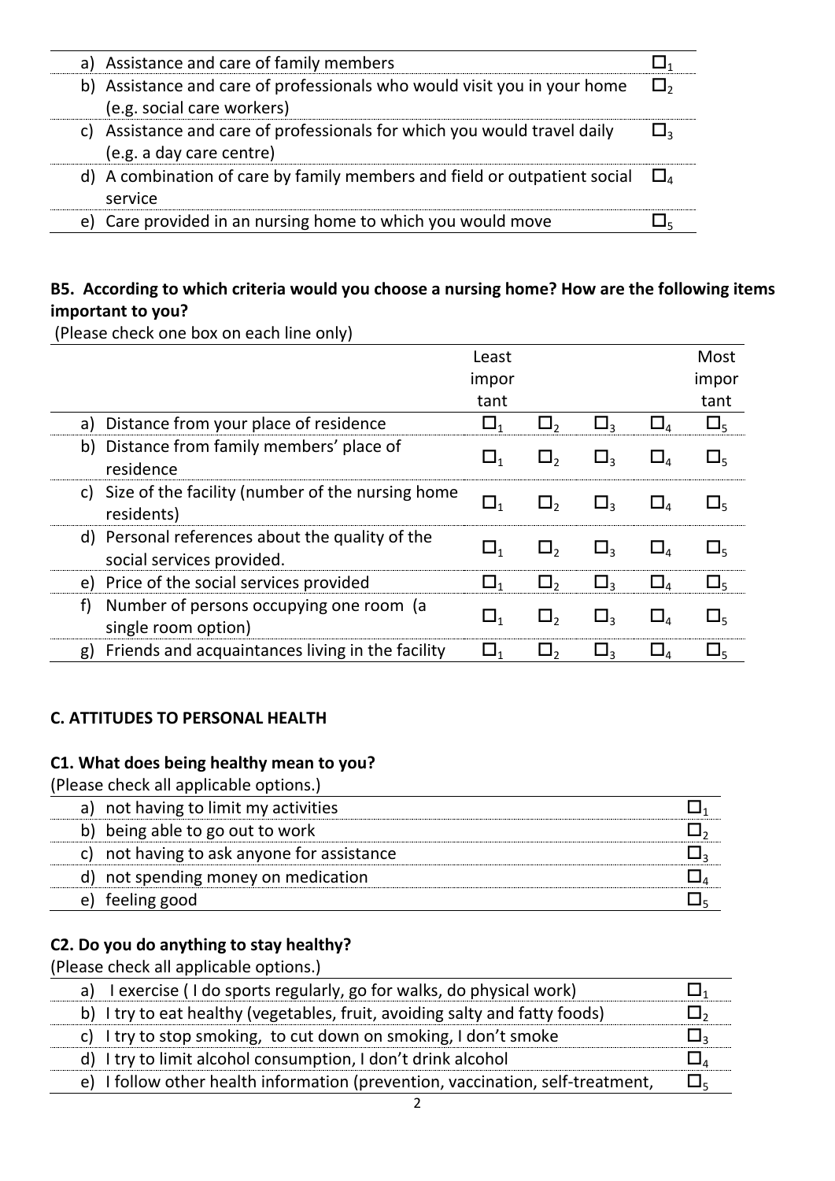| | | |
|---|---|---|
| a) | Assistance and care of family members | ☐1 |
| b) | Assistance and care of professionals who would visit you in your home (e.g. social care workers) | ☐2 |
| c) | Assistance and care of professionals for which you would travel daily (e.g. a day care centre) | ☐3 |
| d) | A combination of care by family members and field or outpatient social service | ☐4 |
| e) | Care provided in an nursing home to which you would move | ☐5 |

**B5. According to which criteria would you choose a nursing home? How are the following items important to you?**

(Please check one box on each line only)

| | | Least important | | | | Most important |
|---|---|---|---|---|---|---|
| a) | Distance from your place of residence | ☐1 | ☐2 | ☐3 | ☐4 | ☐5 |
| b) | Distance from family members' place of residence | ☐1 | ☐2 | ☐3 | ☐4 | ☐5 |
| c) | Size of the facility (number of the nursing home residents) | ☐1 | ☐2 | ☐3 | ☐4 | ☐5 |
| d) | Personal references about the quality of the social services provided. | ☐1 | ☐2 | ☐3 | ☐4 | ☐5 |
| e) | Price of the social services provided | ☐1 | ☐2 | ☐3 | ☐4 | ☐5 |
| f) | Number of persons occupying one room (a single room option) | ☐1 | ☐2 | ☐3 | ☐4 | ☐5 |
| g) | Friends and acquaintances living in the facility | ☐1 | ☐2 | ☐3 | ☐4 | ☐5 |

## C. ATTITUDES TO PERSONAL HEALTH

**C1. What does being healthy mean to you?**

(Please check all applicable options.)

| | | |
|---|---|---|
| a) | not having to limit my activities | ☐1 |
| b) | being able to go out to work | ☐2 |
| c) | not having to ask anyone for assistance | ☐3 |
| d) | not spending money on medication | ☐4 |
| e) | feeling good | ☐5 |

**C2. Do you do anything to stay healthy?**

(Please check all applicable options.)

| | | |
|---|---|---|
| a) | I exercise ( I do sports regularly, go for walks, do physical work) | ☐1 |
| b) | I try to eat healthy (vegetables, fruit, avoiding salty and fatty foods) | ☐2 |
| c) | I try to stop smoking, to cut down on smoking, I don't smoke | ☐3 |
| d) | I try to limit alcohol consumption, I don't drink alcohol | ☐4 |
| e) | I follow other health information (prevention, vaccination, self-treatment, | ☐5 |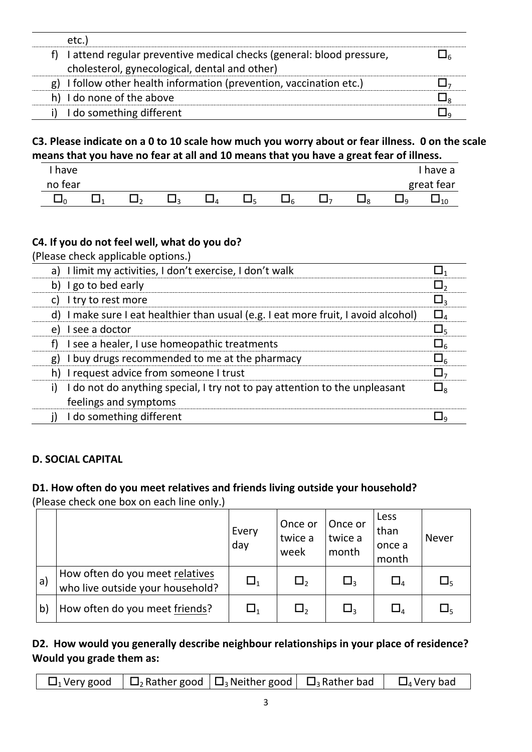| | | |
|---|---|---|
| | etc.) | |
| f) | I attend regular preventive medical checks (general: blood pressure, cholesterol, gynecological, dental and other) | □$_6$ |
| g) | I follow other health information (prevention, vaccination etc.) | □$_7$ |
| h) | I do none of the above | □$_8$ |
| i) | I do something different | □$_9$ |

**C3. Please indicate on a 0 to 10 scale how much you worry about or fear illness. 0 on the scale means that you have no fear at all and 10 means that you have a great fear of illness.**

| I have no fear | | | | | | | | | | I have a great fear |
|---|---|---|---|---|---|---|---|---|---|---|
| □$_0$ | □$_1$ | □$_2$ | □$_3$ | □$_4$ | □$_5$ | □$_6$ | □$_7$ | □$_8$ | □$_9$ | □$_{10}$ |

**C4. If you do not feel well, what do you do?**

(Please check applicable options.)

| | | |
|---|---|---|
| a) | I limit my activities, I don't exercise, I don't walk | □$_1$ |
| b) | I go to bed early | □$_2$ |
| c) | I try to rest more | □$_3$ |
| d) | I make sure I eat healthier than usual (e.g. I eat more fruit, I avoid alcohol) | □$_4$ |
| e) | I see a doctor | □$_5$ |
| f) | I see a healer, I use homeopathic treatments | □$_6$ |
| g) | I buy drugs recommended to me at the pharmacy | □$_6$ |
| h) | I request advice from someone I trust | □$_7$ |
| i) | I do not do anything special, I try not to pay attention to the unpleasant feelings and symptoms | □$_8$ |
| j) | I do something different | □$_9$ |

**D. SOCIAL CAPITAL**

**D1. How often do you meet relatives and friends living outside your household?**

(Please check one box on each line only.)

| | | Every day | Once or twice a week | Once or twice a month | Less than once a month | Never |
|---|---|---|---|---|---|---|
| a) | How often do you meet relatives who live outside your household? | □$_1$ | □$_2$ | □$_3$ | □$_4$ | □$_5$ |
| b) | How often do you meet friends? | □$_1$ | □$_2$ | □$_3$ | □$_4$ | □$_5$ |

**D2. How would you generally describe neighbour relationships in your place of residence? Would you grade them as:**

| □$_1$ Very good | □$_2$ Rather good | □$_3$ Neither good | □$_3$ Rather bad | □$_4$ Very bad |
|---|---|---|---|---|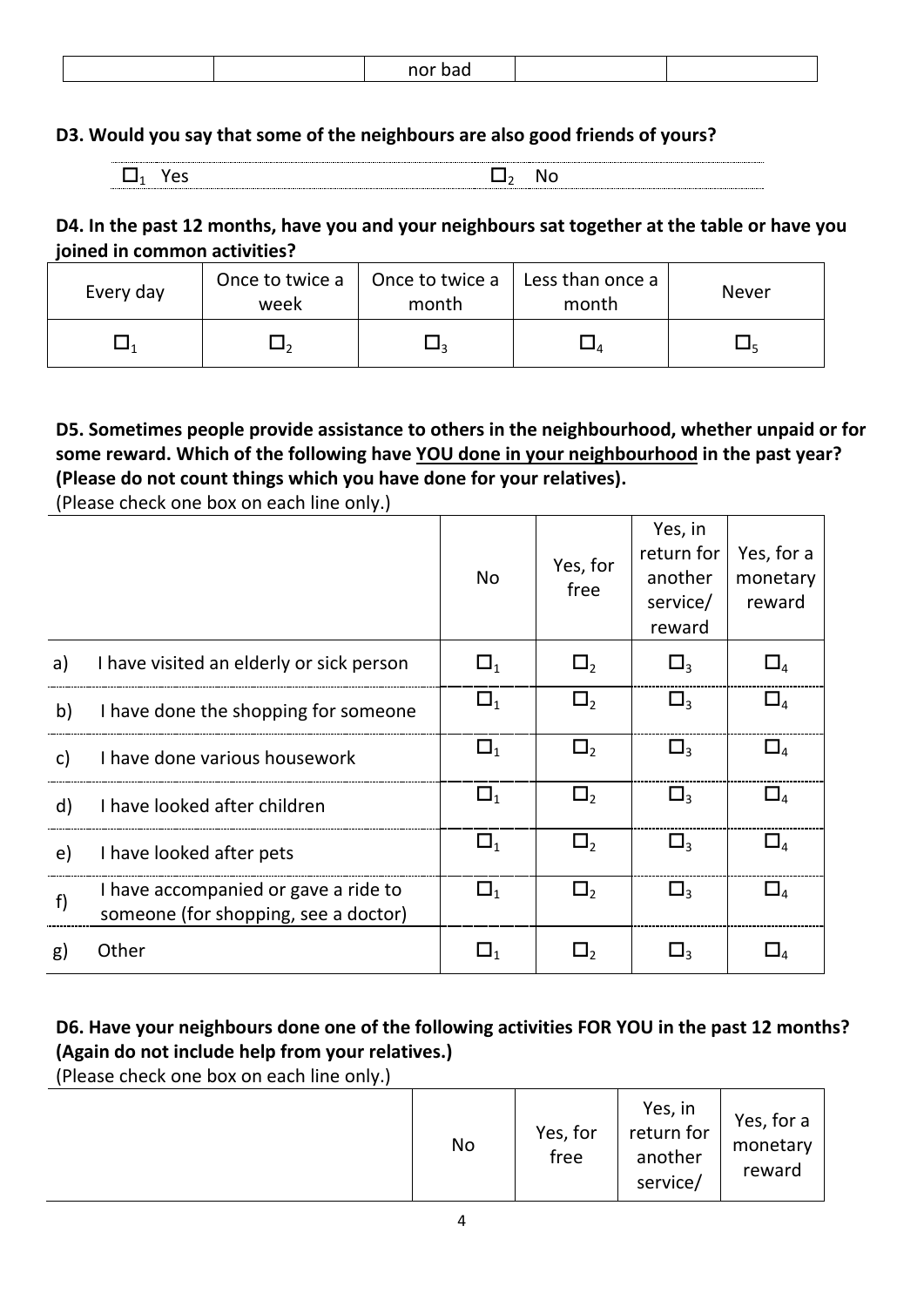| | | nor bad | | |
|---|---|---|---|---|

**D3. Would you say that some of the neighbours are also good friends of yours?**

| ☐$_1$ Yes | ☐$_2$ No |
|---|---|

**D4. In the past 12 months, have you and your neighbours sat together at the table or have you joined in common activities?**

| Every day | Once to twice a week | Once to twice a month | Less than once a month | Never |
|---|---|---|---|---|
| ☐$_1$ | ☐$_2$ | ☐$_3$ | ☐$_4$ | ☐$_5$ |

**D5. Sometimes people provide assistance to others in the neighbourhood, whether unpaid or for some reward. Which of the following have YOU done in your neighbourhood in the past year? (Please do not count things which you have done for your relatives).**

(Please check one box on each line only.)

| | No | Yes, for free | Yes, in return for another service/ reward | Yes, for a monetary reward |
|---|---|---|---|---|
| a) I have visited an elderly or sick person | ☐$_1$ | ☐$_2$ | ☐$_3$ | ☐$_4$ |
| b) I have done the shopping for someone | ☐$_1$ | ☐$_2$ | ☐$_3$ | ☐$_4$ |
| c) I have done various housework | ☐$_1$ | ☐$_2$ | ☐$_3$ | ☐$_4$ |
| d) I have looked after children | ☐$_1$ | ☐$_2$ | ☐$_3$ | ☐$_4$ |
| e) I have looked after pets | ☐$_1$ | ☐$_2$ | ☐$_3$ | ☐$_4$ |
| f) I have accompanied or gave a ride to someone (for shopping, see a doctor) | ☐$_1$ | ☐$_2$ | ☐$_3$ | ☐$_4$ |
| g) Other | ☐$_1$ | ☐$_2$ | ☐$_3$ | ☐$_4$ |

**D6. Have your neighbours done one of the following activities FOR YOU in the past 12 months? (Again do not include help from your relatives.)**

(Please check one box on each line only.)

| | No | Yes, for free | Yes, in return for another service/ | Yes, for a monetary reward |
|---|---|---|---|---|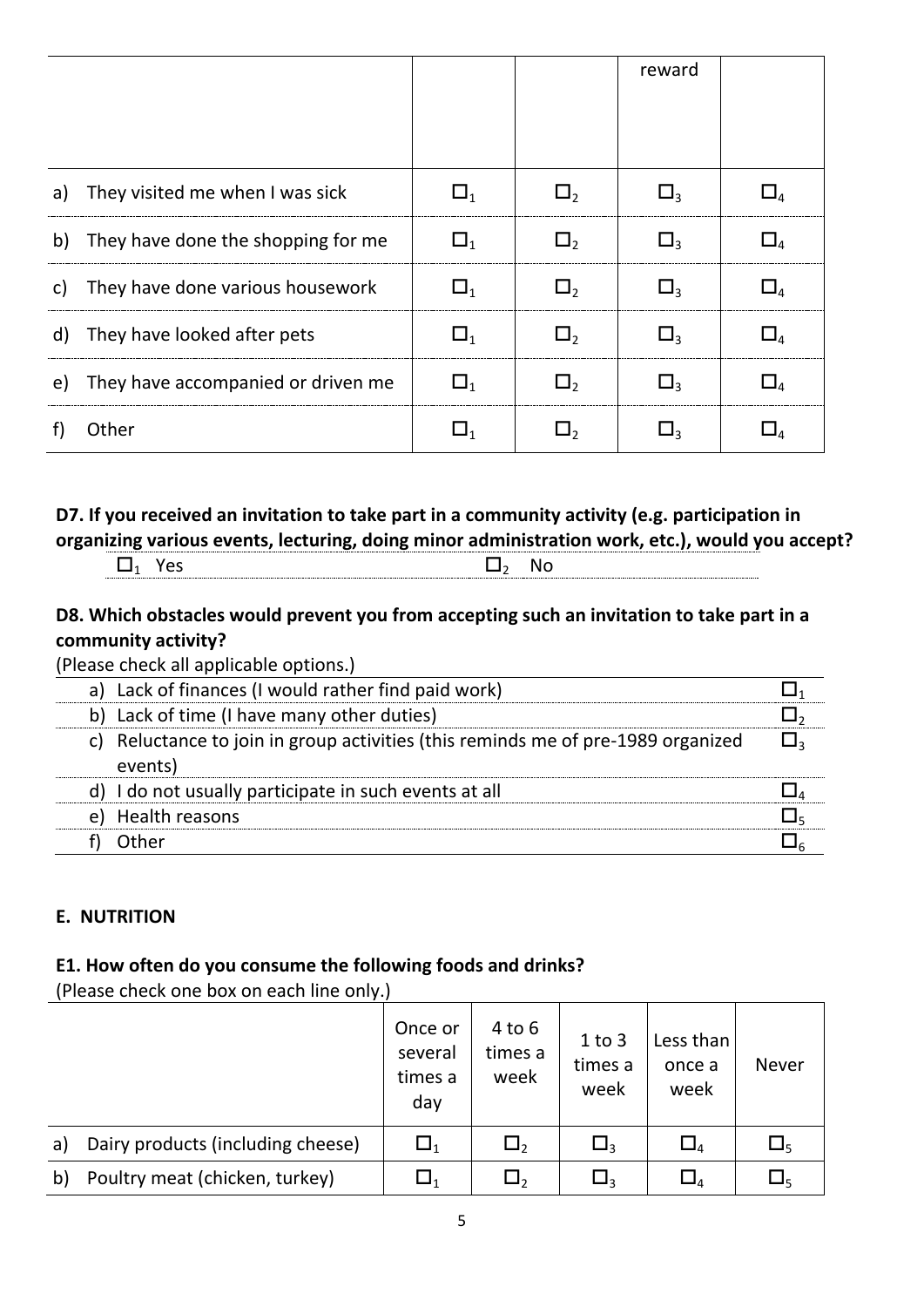| | | | reward | |
|---|---|---|---|---|
| a) They visited me when I was sick | $\square_1$ | $\square_2$ | $\square_3$ | $\square_4$ |
| b) They have done the shopping for me | $\square_1$ | $\square_2$ | $\square_3$ | $\square_4$ |
| c) They have done various housework | $\square_1$ | $\square_2$ | $\square_3$ | $\square_4$ |
| d) They have looked after pets | $\square_1$ | $\square_2$ | $\square_3$ | $\square_4$ |
| e) They have accompanied or driven me | $\square_1$ | $\square_2$ | $\square_3$ | $\square_4$ |
| f) Other | $\square_1$ | $\square_2$ | $\square_3$ | $\square_4$ |

**D7. If you received an invitation to take part in a community activity (e.g. participation in organizing various events, lecturing, doing minor administration work, etc.), would you accept?**

$\square_1$ Yes $\square_2$ No

**D8. Which obstacles would prevent you from accepting such an invitation to take part in a community activity?**

(Please check all applicable options.)

| | |
|---|---|
| a) Lack of finances (I would rather find paid work) | $\square_1$ |
| b) Lack of time (I have many other duties) | $\square_2$ |
| c) Reluctance to join in group activities (this reminds me of pre-1989 organized events) | $\square_3$ |
| d) I do not usually participate in such events at all | $\square_4$ |
| e) Health reasons | $\square_5$ |
| f) Other | $\square_6$ |

**E. NUTRITION**

**E1. How often do you consume the following foods and drinks?**

(Please check one box on each line only.)

| | Once or several times a day | 4 to 6 times a week | 1 to 3 times a week | Less than once a week | Never |
|---|---|---|---|---|---|
| a) Dairy products (including cheese) | $\square_1$ | $\square_2$ | $\square_3$ | $\square_4$ | $\square_5$ |
| b) Poultry meat (chicken, turkey) | $\square_1$ | $\square_2$ | $\square_3$ | $\square_4$ | $\square_5$ |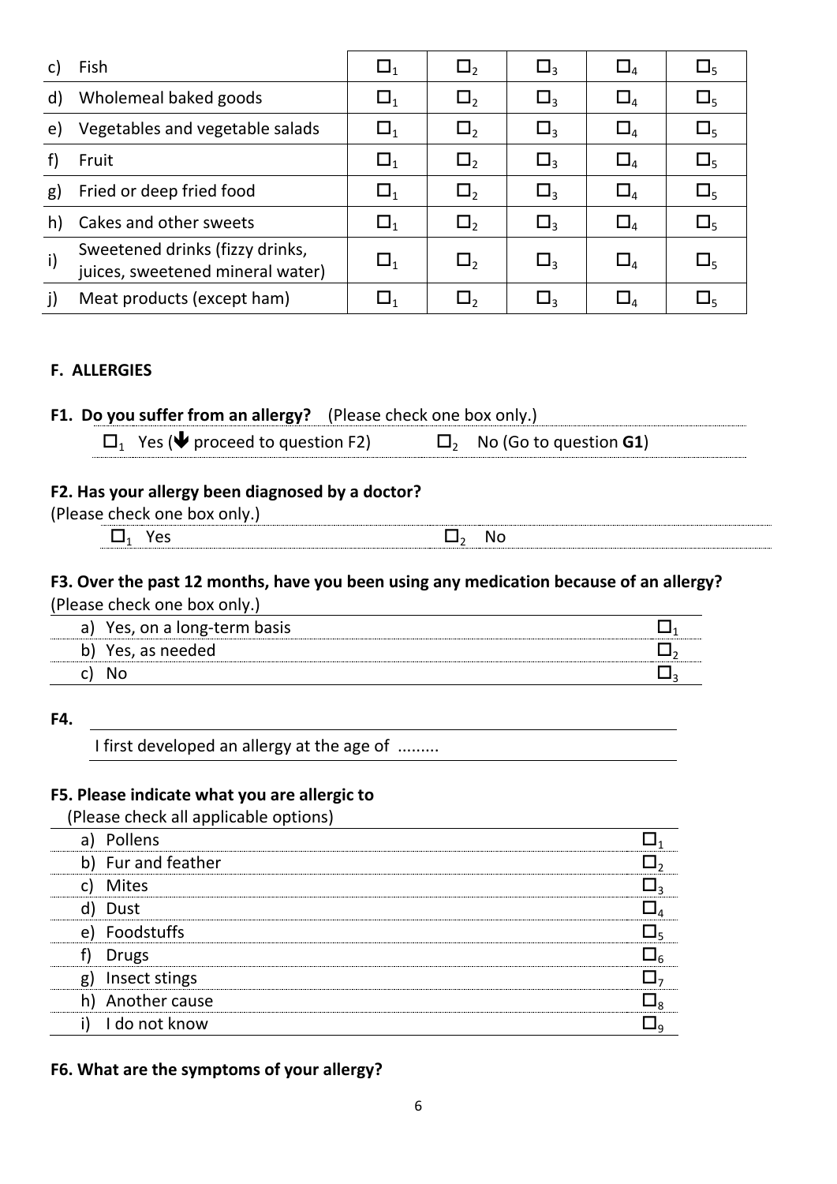| | | | | | | |
|---|---|---|---|---|---|---|
| c) | Fish | ☐1 | ☐2 | ☐3 | ☐4 | ☐5 |
| d) | Wholemeal baked goods | ☐1 | ☐2 | ☐3 | ☐4 | ☐5 |
| e) | Vegetables and vegetable salads | ☐1 | ☐2 | ☐3 | ☐4 | ☐5 |
| f) | Fruit | ☐1 | ☐2 | ☐3 | ☐4 | ☐5 |
| g) | Fried or deep fried food | ☐1 | ☐2 | ☐3 | ☐4 | ☐5 |
| h) | Cakes and other sweets | ☐1 | ☐2 | ☐3 | ☐4 | ☐5 |
| i) | Sweetened drinks (fizzy drinks, juices, sweetened mineral water) | ☐1 | ☐2 | ☐3 | ☐4 | ☐5 |
| j) | Meat products (except ham) | ☐1 | ☐2 | ☐3 | ☐4 | ☐5 |

## F. ALLERGIES

**F1. Do you suffer from an allergy?** (Please check one box only.)

☐1 Yes (🡻 proceed to question F2) ☐2 No (Go to question **G1**)

**F2. Has your allergy been diagnosed by a doctor?**

(Please check one box only.)

☐1 Yes ☐2 No

**F3. Over the past 12 months, have you been using any medication because of an allergy?**

(Please check one box only.)

| | |
|---|---|
| a) Yes, on a long-term basis | ☐1 |
| b) Yes, as needed | ☐2 |
| c) No | ☐3 |

**F4.**

I first developed an allergy at the age of .........

**F5. Please indicate what you are allergic to**

(Please check all applicable options)

| | |
|---|---|
| a) Pollens | ☐1 |
| b) Fur and feather | ☐2 |
| c) Mites | ☐3 |
| d) Dust | ☐4 |
| e) Foodstuffs | ☐5 |
| f) Drugs | ☐6 |
| g) Insect stings | ☐7 |
| h) Another cause | ☐8 |
| i) I do not know | ☐9 |

**F6. What are the symptoms of your allergy?**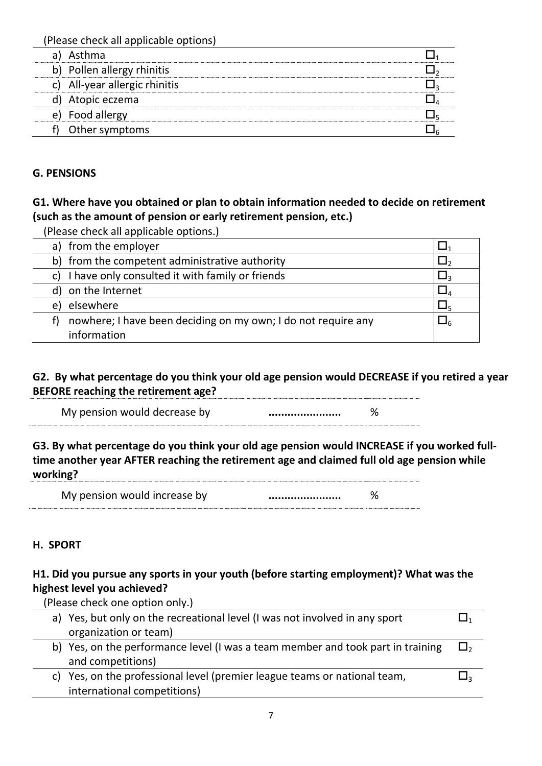(Please check all applicable options)

| | |
|---|---|
| a) Asthma | ☐$_1$ |
| b) Pollen allergy rhinitis | ☐$_2$ |
| c) All-year allergic rhinitis | ☐$_3$ |
| d) Atopic eczema | ☐$_4$ |
| e) Food allergy | ☐$_5$ |
| f) Other symptoms | ☐$_6$ |

## G. PENSIONS

### G1. Where have you obtained or plan to obtain information needed to decide on retirement (such as the amount of pension or early retirement pension, etc.)

(Please check all applicable options.)

| | |
|---|---|
| a) from the employer | ☐$_1$ |
| b) from the competent administrative authority | ☐$_2$ |
| c) I have only consulted it with family or friends | ☐$_3$ |
| d) on the Internet | ☐$_4$ |
| e) elsewhere | ☐$_5$ |
| f) nowhere; I have been deciding on my own; I do not require any information | ☐$_6$ |

### G2. By what percentage do you think your old age pension would DECREASE if you retired a year BEFORE reaching the retirement age?

My pension would decrease by ...................... %

### G3. By what percentage do you think your old age pension would INCREASE if you worked full-time another year AFTER reaching the retirement age and claimed full old age pension while working?

My pension would increase by ...................... %

## H. SPORT

### H1. Did you pursue any sports in your youth (before starting employment)? What was the highest level you achieved?

(Please check one option only.)

| | |
|---|---|
| a) Yes, but only on the recreational level (I was not involved in any sport organization or team) | ☐$_1$ |
| b) Yes, on the performance level (I was a team member and took part in training and competitions) | ☐$_2$ |
| c) Yes, on the professional level (premier league teams or national team, international competitions) | ☐$_3$ |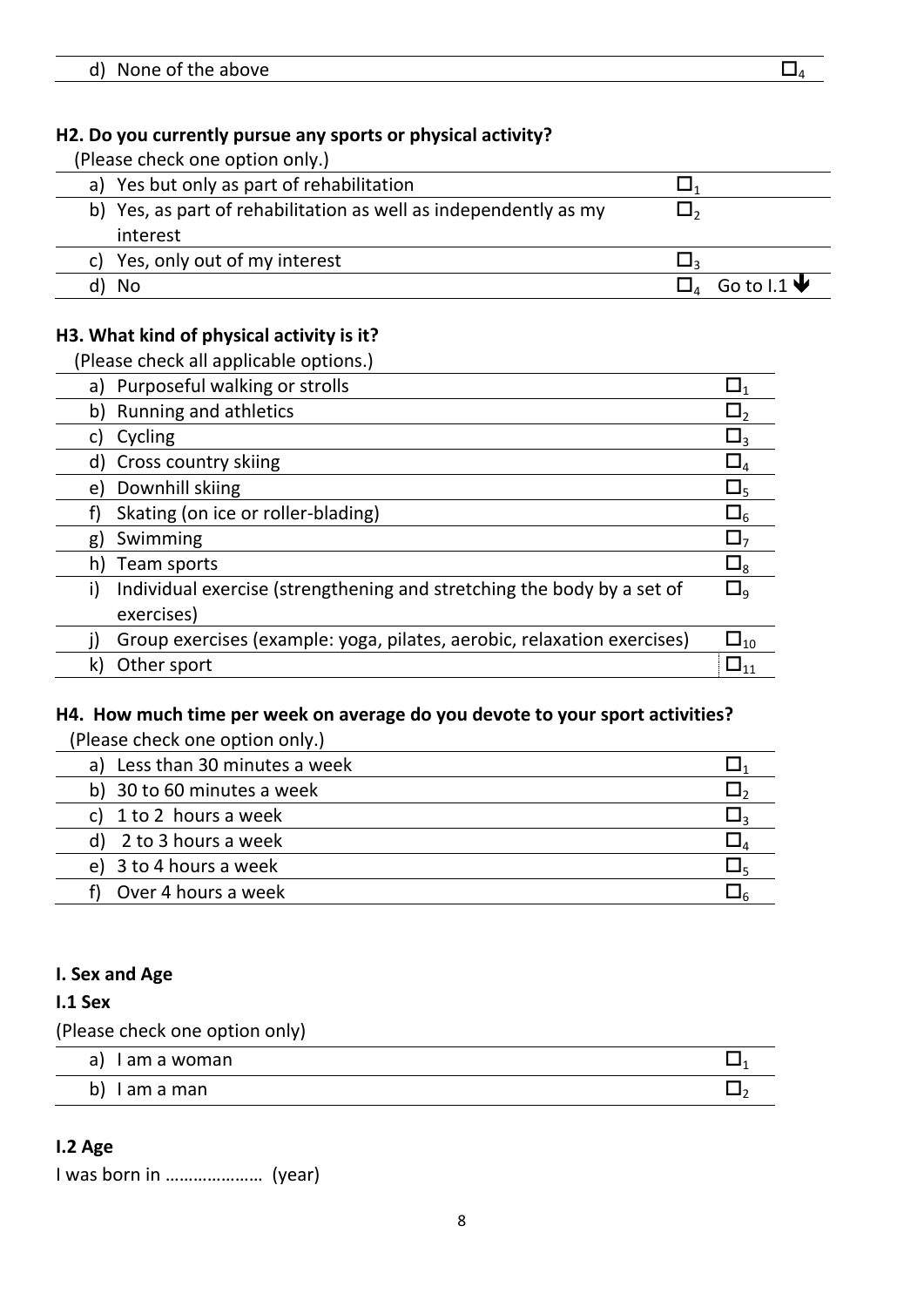| | |
|---|---|
| d) None of the above | ☐$_4$ |

**H2. Do you currently pursue any sports or physical activity?**

(Please check one option only.)

| | | |
|---|---|---|
| a) Yes but only as part of rehabilitation | ☐$_1$ | |
| b) Yes, as part of rehabilitation as well as independently as my interest | ☐$_2$ | |
| c) Yes, only out of my interest | ☐$_3$ | |
| d) No | ☐$_4$ | Go to I.1 ↓ |

**H3. What kind of physical activity is it?**

(Please check all applicable options.)

| | |
|---|---|
| a) Purposeful walking or strolls | ☐$_1$ |
| b) Running and athletics | ☐$_2$ |
| c) Cycling | ☐$_3$ |
| d) Cross country skiing | ☐$_4$ |
| e) Downhill skiing | ☐$_5$ |
| f) Skating (on ice or roller-blading) | ☐$_6$ |
| g) Swimming | ☐$_7$ |
| h) Team sports | ☐$_8$ |
| i) Individual exercise (strengthening and stretching the body by a set of exercises) | ☐$_9$ |
| j) Group exercises (example: yoga, pilates, aerobic, relaxation exercises) | ☐$_{10}$ |
| k) Other sport | ☐$_{11}$ |

**H4. How much time per week on average do you devote to your sport activities?**

(Please check one option only.)

| | |
|---|---|
| a) Less than 30 minutes a week | ☐$_1$ |
| b) 30 to 60 minutes a week | ☐$_2$ |
| c) 1 to 2 hours a week | ☐$_3$ |
| d) 2 to 3 hours a week | ☐$_4$ |
| e) 3 to 4 hours a week | ☐$_5$ |
| f) Over 4 hours a week | ☐$_6$ |

## I. Sex and Age

### I.1 Sex

(Please check one option only)

| | |
|---|---|
| a) I am a woman | ☐$_1$ |
| b) I am a man | ☐$_2$ |

### I.2 Age

I was born in ………………… (year)